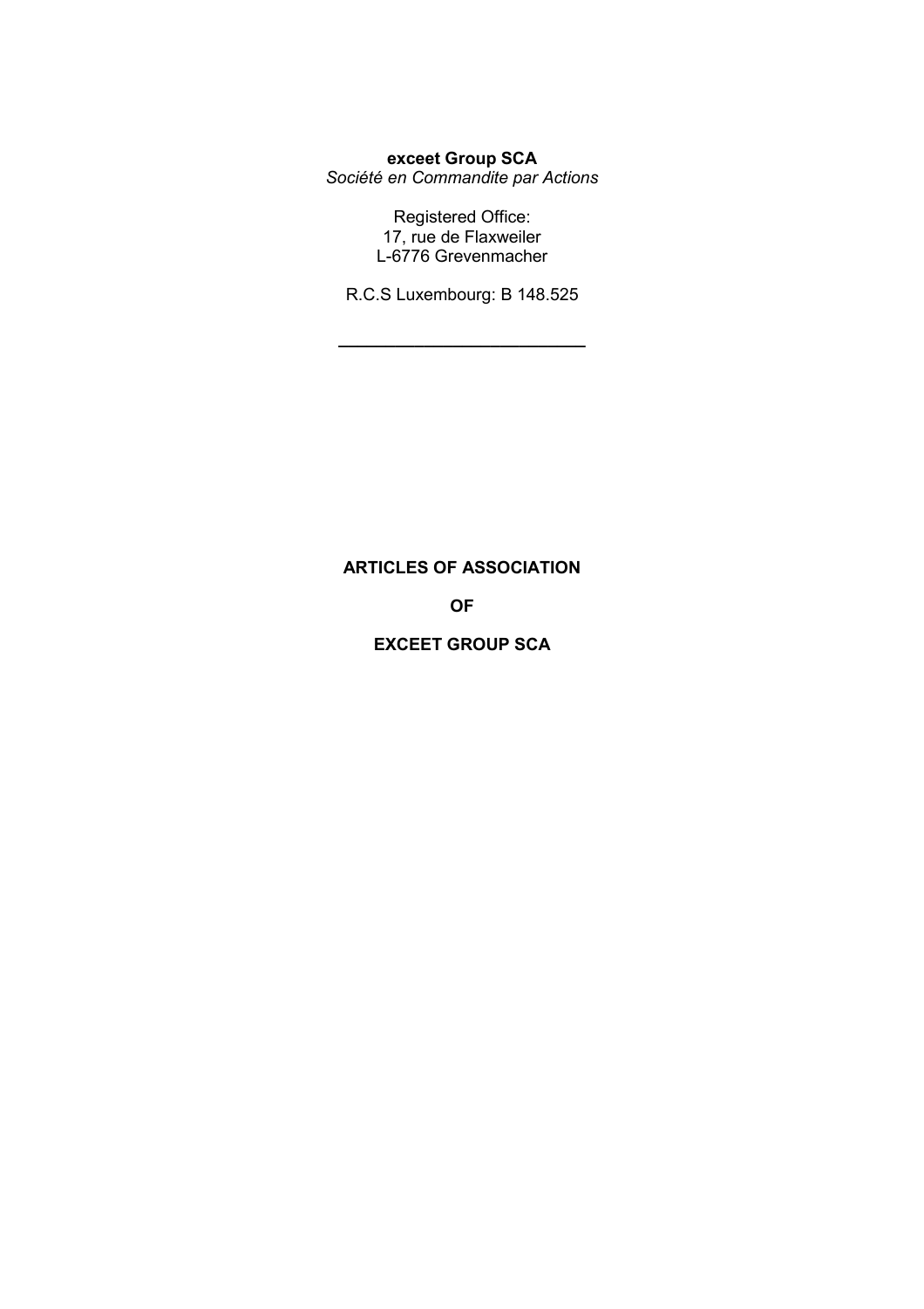**exceet Group SCA**
*Société en Commandite par Actions*

Registered Office:
17, rue de Flaxweiler
L-6776 Grevenmacher

R.C.S Luxembourg: B 148.525

---

# ARTICLES OF ASSOCIATION

# OF

# EXCEET GROUP SCA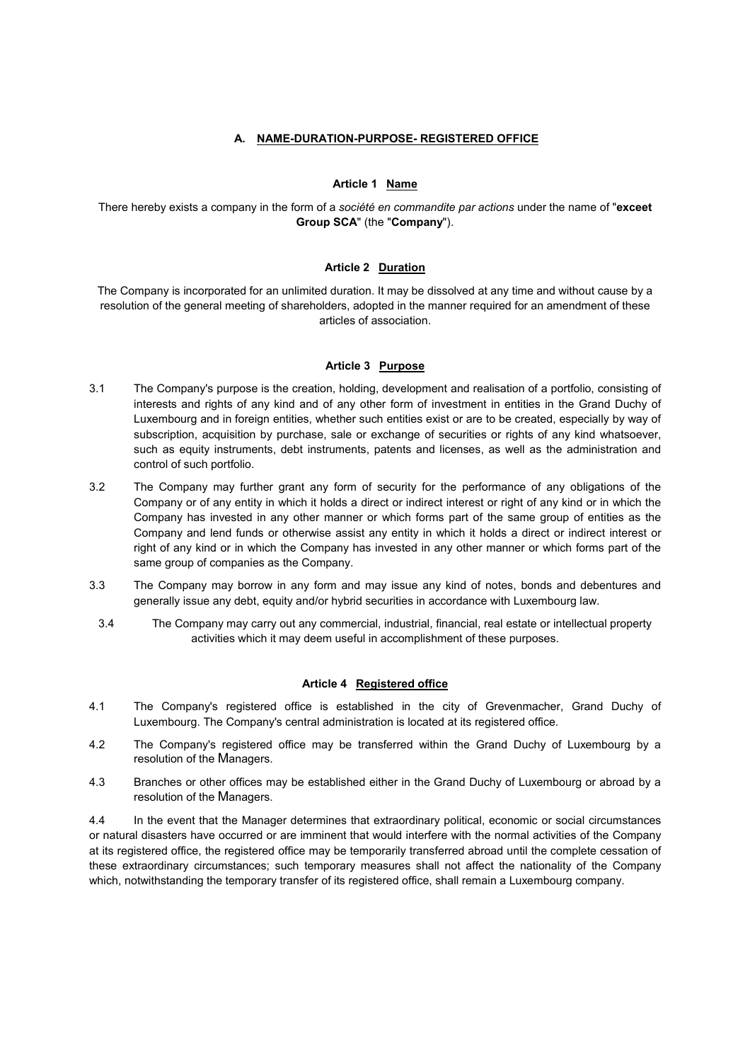## A. NAME-DURATION-PURPOSE- REGISTERED OFFICE

### Article 1 Name

There hereby exists a company in the form of a *société en commandite par actions* under the name of "**exceet Group SCA**" (the "**Company**").

### Article 2 Duration

The Company is incorporated for an unlimited duration. It may be dissolved at any time and without cause by a resolution of the general meeting of shareholders, adopted in the manner required for an amendment of these articles of association.

### Article 3 Purpose

3.1 The Company's purpose is the creation, holding, development and realisation of a portfolio, consisting of interests and rights of any kind and of any other form of investment in entities in the Grand Duchy of Luxembourg and in foreign entities, whether such entities exist or are to be created, especially by way of subscription, acquisition by purchase, sale or exchange of securities or rights of any kind whatsoever, such as equity instruments, debt instruments, patents and licenses, as well as the administration and control of such portfolio.

3.2 The Company may further grant any form of security for the performance of any obligations of the Company or of any entity in which it holds a direct or indirect interest or right of any kind or in which the Company has invested in any other manner or which forms part of the same group of entities as the Company and lend funds or otherwise assist any entity in which it holds a direct or indirect interest or right of any kind or in which the Company has invested in any other manner or which forms part of the same group of companies as the Company.

3.3 The Company may borrow in any form and may issue any kind of notes, bonds and debentures and generally issue any debt, equity and/or hybrid securities in accordance with Luxembourg law.

3.4 The Company may carry out any commercial, industrial, financial, real estate or intellectual property activities which it may deem useful in accomplishment of these purposes.

### Article 4 Registered office

4.1 The Company's registered office is established in the city of Grevenmacher, Grand Duchy of Luxembourg. The Company's central administration is located at its registered office.

4.2 The Company's registered office may be transferred within the Grand Duchy of Luxembourg by a resolution of the Managers.

4.3 Branches or other offices may be established either in the Grand Duchy of Luxembourg or abroad by a resolution of the Managers.

4.4 In the event that the Manager determines that extraordinary political, economic or social circumstances or natural disasters have occurred or are imminent that would interfere with the normal activities of the Company at its registered office, the registered office may be temporarily transferred abroad until the complete cessation of these extraordinary circumstances; such temporary measures shall not affect the nationality of the Company which, notwithstanding the temporary transfer of its registered office, shall remain a Luxembourg company.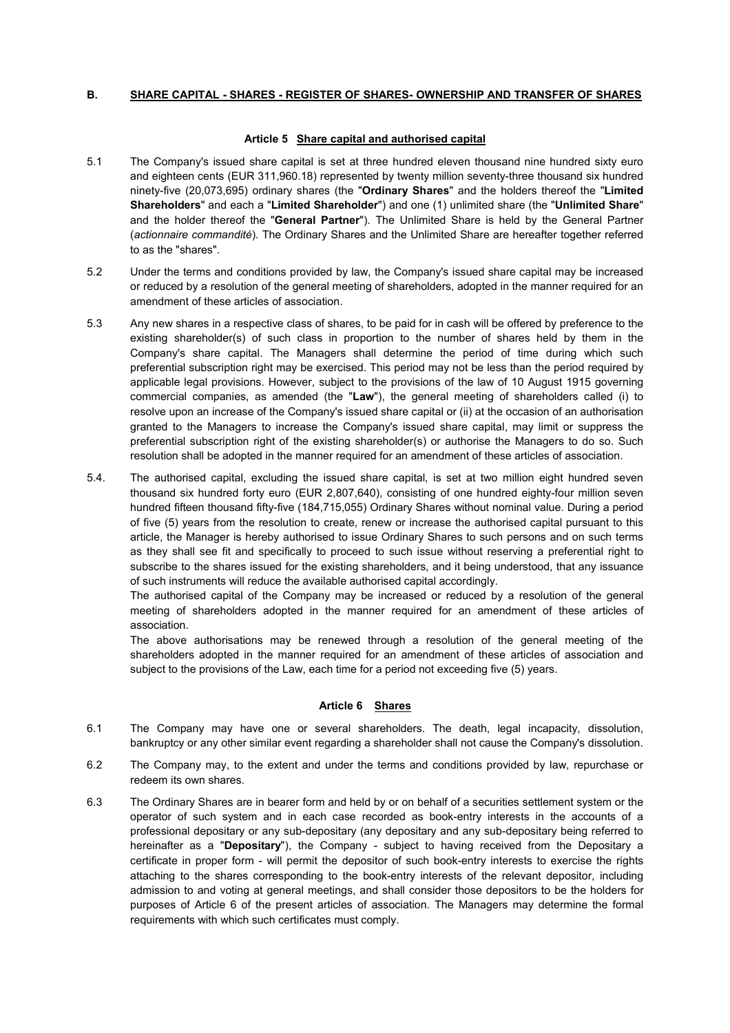## B. SHARE CAPITAL - SHARES - REGISTER OF SHARES- OWNERSHIP AND TRANSFER OF SHARES

### Article 5 Share capital and authorised capital

5.1 The Company's issued share capital is set at three hundred eleven thousand nine hundred sixty euro and eighteen cents (EUR 311,960.18) represented by twenty million seventy-three thousand six hundred ninety-five (20,073,695) ordinary shares (the "**Ordinary Shares**" and the holders thereof the "**Limited Shareholders**" and each a "**Limited Shareholder**") and one (1) unlimited share (the "**Unlimited Share**" and the holder thereof the "**General Partner**"). The Unlimited Share is held by the General Partner (*actionnaire commandité*). The Ordinary Shares and the Unlimited Share are hereafter together referred to as the "shares".

5.2 Under the terms and conditions provided by law, the Company's issued share capital may be increased or reduced by a resolution of the general meeting of shareholders, adopted in the manner required for an amendment of these articles of association.

5.3 Any new shares in a respective class of shares, to be paid for in cash will be offered by preference to the existing shareholder(s) of such class in proportion to the number of shares held by them in the Company's share capital. The Managers shall determine the period of time during which such preferential subscription right may be exercised. This period may not be less than the period required by applicable legal provisions. However, subject to the provisions of the law of 10 August 1915 governing commercial companies, as amended (the "**Law**"), the general meeting of shareholders called (i) to resolve upon an increase of the Company's issued share capital or (ii) at the occasion of an authorisation granted to the Managers to increase the Company's issued share capital, may limit or suppress the preferential subscription right of the existing shareholder(s) or authorise the Managers to do so. Such resolution shall be adopted in the manner required for an amendment of these articles of association.

5.4. The authorised capital, excluding the issued share capital, is set at two million eight hundred seven thousand six hundred forty euro (EUR 2,807,640), consisting of one hundred eighty-four million seven hundred fifteen thousand fifty-five (184,715,055) Ordinary Shares without nominal value. During a period of five (5) years from the resolution to create, renew or increase the authorised capital pursuant to this article, the Manager is hereby authorised to issue Ordinary Shares to such persons and on such terms as they shall see fit and specifically to proceed to such issue without reserving a preferential right to subscribe to the shares issued for the existing shareholders, and it being understood, that any issuance of such instruments will reduce the available authorised capital accordingly.

The authorised capital of the Company may be increased or reduced by a resolution of the general meeting of shareholders adopted in the manner required for an amendment of these articles of association.

The above authorisations may be renewed through a resolution of the general meeting of the shareholders adopted in the manner required for an amendment of these articles of association and subject to the provisions of the Law, each time for a period not exceeding five (5) years.

### Article 6 Shares

6.1 The Company may have one or several shareholders. The death, legal incapacity, dissolution, bankruptcy or any other similar event regarding a shareholder shall not cause the Company's dissolution.

6.2 The Company may, to the extent and under the terms and conditions provided by law, repurchase or redeem its own shares.

6.3 The Ordinary Shares are in bearer form and held by or on behalf of a securities settlement system or the operator of such system and in each case recorded as book-entry interests in the accounts of a professional depositary or any sub-depositary (any depositary and any sub-depositary being referred to hereinafter as a "**Depositary**"), the Company - subject to having received from the Depositary a certificate in proper form - will permit the depositor of such book-entry interests to exercise the rights attaching to the shares corresponding to the book-entry interests of the relevant depositor, including admission to and voting at general meetings, and shall consider those depositors to be the holders for purposes of Article 6 of the present articles of association. The Managers may determine the formal requirements with which such certificates must comply.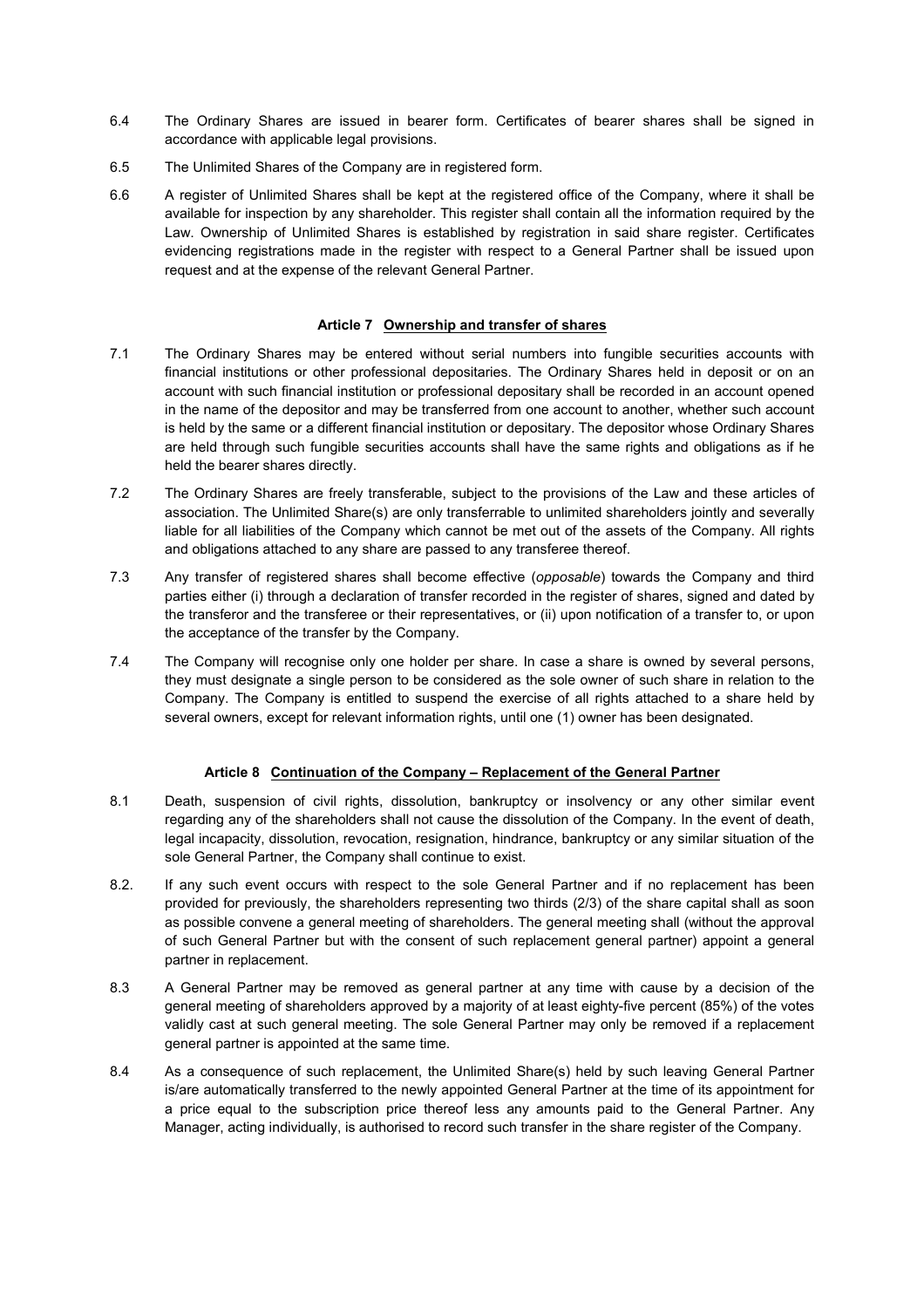6.4 The Ordinary Shares are issued in bearer form. Certificates of bearer shares shall be signed in accordance with applicable legal provisions.

6.5 The Unlimited Shares of the Company are in registered form.

6.6 A register of Unlimited Shares shall be kept at the registered office of the Company, where it shall be available for inspection by any shareholder. This register shall contain all the information required by the Law. Ownership of Unlimited Shares is established by registration in said share register. Certificates evidencing registrations made in the register with respect to a General Partner shall be issued upon request and at the expense of the relevant General Partner.

### Article 7 Ownership and transfer of shares

7.1 The Ordinary Shares may be entered without serial numbers into fungible securities accounts with financial institutions or other professional depositaries. The Ordinary Shares held in deposit or on an account with such financial institution or professional depositary shall be recorded in an account opened in the name of the depositor and may be transferred from one account to another, whether such account is held by the same or a different financial institution or depositary. The depositor whose Ordinary Shares are held through such fungible securities accounts shall have the same rights and obligations as if he held the bearer shares directly.

7.2 The Ordinary Shares are freely transferable, subject to the provisions of the Law and these articles of association. The Unlimited Share(s) are only transferrable to unlimited shareholders jointly and severally liable for all liabilities of the Company which cannot be met out of the assets of the Company. All rights and obligations attached to any share are passed to any transferee thereof.

7.3 Any transfer of registered shares shall become effective (*opposable*) towards the Company and third parties either (i) through a declaration of transfer recorded in the register of shares, signed and dated by the transferor and the transferee or their representatives, or (ii) upon notification of a transfer to, or upon the acceptance of the transfer by the Company.

7.4 The Company will recognise only one holder per share. In case a share is owned by several persons, they must designate a single person to be considered as the sole owner of such share in relation to the Company. The Company is entitled to suspend the exercise of all rights attached to a share held by several owners, except for relevant information rights, until one (1) owner has been designated.

### Article 8 Continuation of the Company – Replacement of the General Partner

8.1 Death, suspension of civil rights, dissolution, bankruptcy or insolvency or any other similar event regarding any of the shareholders shall not cause the dissolution of the Company. In the event of death, legal incapacity, dissolution, revocation, resignation, hindrance, bankruptcy or any similar situation of the sole General Partner, the Company shall continue to exist.

8.2. If any such event occurs with respect to the sole General Partner and if no replacement has been provided for previously, the shareholders representing two thirds (2/3) of the share capital shall as soon as possible convene a general meeting of shareholders. The general meeting shall (without the approval of such General Partner but with the consent of such replacement general partner) appoint a general partner in replacement.

8.3 A General Partner may be removed as general partner at any time with cause by a decision of the general meeting of shareholders approved by a majority of at least eighty-five percent (85%) of the votes validly cast at such general meeting. The sole General Partner may only be removed if a replacement general partner is appointed at the same time.

8.4 As a consequence of such replacement, the Unlimited Share(s) held by such leaving General Partner is/are automatically transferred to the newly appointed General Partner at the time of its appointment for a price equal to the subscription price thereof less any amounts paid to the General Partner. Any Manager, acting individually, is authorised to record such transfer in the share register of the Company.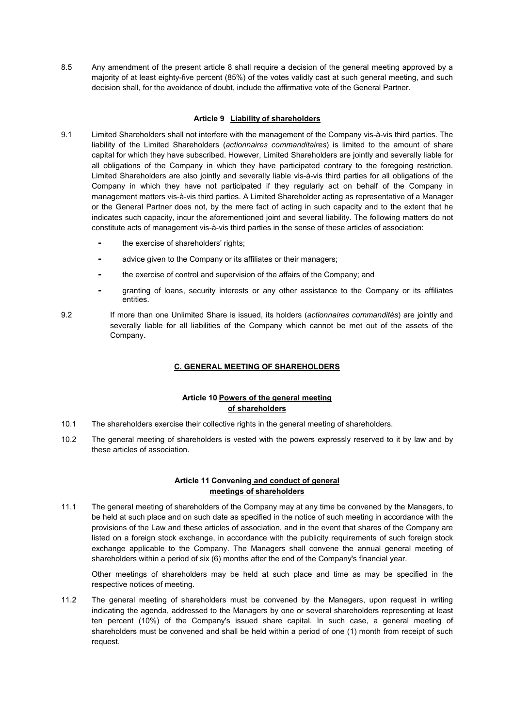8.5 Any amendment of the present article 8 shall require a decision of the general meeting approved by a majority of at least eighty-five percent (85%) of the votes validly cast at such general meeting, and such decision shall, for the avoidance of doubt, include the affirmative vote of the General Partner.

### Article 9 Liability of shareholders

9.1 Limited Shareholders shall not interfere with the management of the Company vis-à-vis third parties. The liability of the Limited Shareholders (*actionnaires commanditaires*) is limited to the amount of share capital for which they have subscribed. However, Limited Shareholders are jointly and severally liable for all obligations of the Company in which they have participated contrary to the foregoing restriction. Limited Shareholders are also jointly and severally liable vis-à-vis third parties for all obligations of the Company in which they have not participated if they regularly act on behalf of the Company in management matters vis-à-vis third parties. A Limited Shareholder acting as representative of a Manager or the General Partner does not, by the mere fact of acting in such capacity and to the extent that he indicates such capacity, incur the aforementioned joint and several liability. The following matters do not constitute acts of management vis-à-vis third parties in the sense of these articles of association:

- the exercise of shareholders' rights;
- advice given to the Company or its affiliates or their managers;
- the exercise of control and supervision of the affairs of the Company; and
- granting of loans, security interests or any other assistance to the Company or its affiliates entities.

9.2 If more than one Unlimited Share is issued, its holders (*actionnaires commandités*) are jointly and severally liable for all liabilities of the Company which cannot be met out of the assets of the Company.

## C. GENERAL MEETING OF SHAREHOLDERS

### Article 10 Powers of the general meeting of shareholders

10.1 The shareholders exercise their collective rights in the general meeting of shareholders.

10.2 The general meeting of shareholders is vested with the powers expressly reserved to it by law and by these articles of association.

### Article 11 Convening and conduct of general meetings of shareholders

11.1 The general meeting of shareholders of the Company may at any time be convened by the Managers, to be held at such place and on such date as specified in the notice of such meeting in accordance with the provisions of the Law and these articles of association, and in the event that shares of the Company are listed on a foreign stock exchange, in accordance with the publicity requirements of such foreign stock exchange applicable to the Company. The Managers shall convene the annual general meeting of shareholders within a period of six (6) months after the end of the Company's financial year.

Other meetings of shareholders may be held at such place and time as may be specified in the respective notices of meeting.

11.2 The general meeting of shareholders must be convened by the Managers, upon request in writing indicating the agenda, addressed to the Managers by one or several shareholders representing at least ten percent (10%) of the Company's issued share capital. In such case, a general meeting of shareholders must be convened and shall be held within a period of one (1) month from receipt of such request.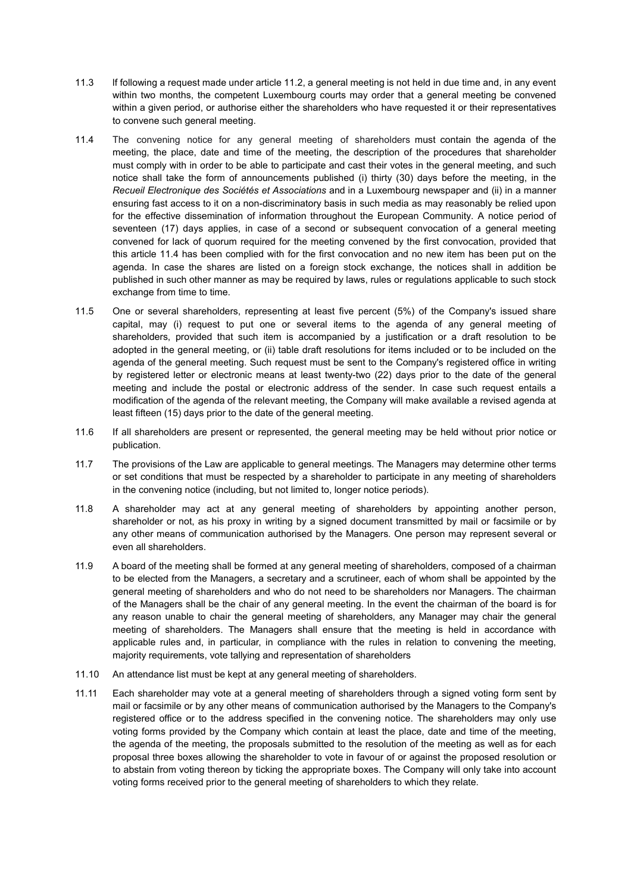11.3 If following a request made under article 11.2, a general meeting is not held in due time and, in any event within two months, the competent Luxembourg courts may order that a general meeting be convened within a given period, or authorise either the shareholders who have requested it or their representatives to convene such general meeting.

11.4 The convening notice for any general meeting of shareholders must contain the agenda of the meeting, the place, date and time of the meeting, the description of the procedures that shareholder must comply with in order to be able to participate and cast their votes in the general meeting, and such notice shall take the form of announcements published (i) thirty (30) days before the meeting, in the *Recueil Electronique des Sociétés et Associations* and in a Luxembourg newspaper and (ii) in a manner ensuring fast access to it on a non-discriminatory basis in such media as may reasonably be relied upon for the effective dissemination of information throughout the European Community. A notice period of seventeen (17) days applies, in case of a second or subsequent convocation of a general meeting convened for lack of quorum required for the meeting convened by the first convocation, provided that this article 11.4 has been complied with for the first convocation and no new item has been put on the agenda. In case the shares are listed on a foreign stock exchange, the notices shall in addition be published in such other manner as may be required by laws, rules or regulations applicable to such stock exchange from time to time.

11.5 One or several shareholders, representing at least five percent (5%) of the Company's issued share capital, may (i) request to put one or several items to the agenda of any general meeting of shareholders, provided that such item is accompanied by a justification or a draft resolution to be adopted in the general meeting, or (ii) table draft resolutions for items included or to be included on the agenda of the general meeting. Such request must be sent to the Company's registered office in writing by registered letter or electronic means at least twenty-two (22) days prior to the date of the general meeting and include the postal or electronic address of the sender. In case such request entails a modification of the agenda of the relevant meeting, the Company will make available a revised agenda at least fifteen (15) days prior to the date of the general meeting.

11.6 If all shareholders are present or represented, the general meeting may be held without prior notice or publication.

11.7 The provisions of the Law are applicable to general meetings. The Managers may determine other terms or set conditions that must be respected by a shareholder to participate in any meeting of shareholders in the convening notice (including, but not limited to, longer notice periods).

11.8 A shareholder may act at any general meeting of shareholders by appointing another person, shareholder or not, as his proxy in writing by a signed document transmitted by mail or facsimile or by any other means of communication authorised by the Managers. One person may represent several or even all shareholders.

11.9 A board of the meeting shall be formed at any general meeting of shareholders, composed of a chairman to be elected from the Managers, a secretary and a scrutineer, each of whom shall be appointed by the general meeting of shareholders and who do not need to be shareholders nor Managers. The chairman of the Managers shall be the chair of any general meeting. In the event the chairman of the board is for any reason unable to chair the general meeting of shareholders, any Manager may chair the general meeting of shareholders. The Managers shall ensure that the meeting is held in accordance with applicable rules and, in particular, in compliance with the rules in relation to convening the meeting, majority requirements, vote tallying and representation of shareholders

11.10 An attendance list must be kept at any general meeting of shareholders.

11.11 Each shareholder may vote at a general meeting of shareholders through a signed voting form sent by mail or facsimile or by any other means of communication authorised by the Managers to the Company's registered office or to the address specified in the convening notice. The shareholders may only use voting forms provided by the Company which contain at least the place, date and time of the meeting, the agenda of the meeting, the proposals submitted to the resolution of the meeting as well as for each proposal three boxes allowing the shareholder to vote in favour of or against the proposed resolution or to abstain from voting thereon by ticking the appropriate boxes. The Company will only take into account voting forms received prior to the general meeting of shareholders to which they relate.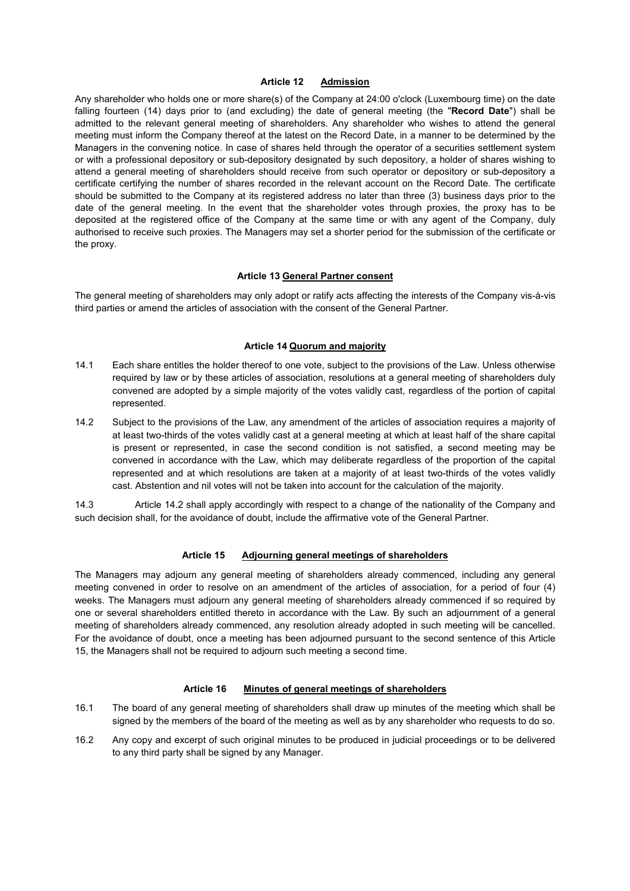**Article 12 Admission**

Any shareholder who holds one or more share(s) of the Company at 24:00 o'clock (Luxembourg time) on the date falling fourteen (14) days prior to (and excluding) the date of general meeting (the "**Record Date**") shall be admitted to the relevant general meeting of shareholders. Any shareholder who wishes to attend the general meeting must inform the Company thereof at the latest on the Record Date, in a manner to be determined by the Managers in the convening notice. In case of shares held through the operator of a securities settlement system or with a professional depository or sub-depository designated by such depository, a holder of shares wishing to attend a general meeting of shareholders should receive from such operator or depository or sub-depository a certificate certifying the number of shares recorded in the relevant account on the Record Date. The certificate should be submitted to the Company at its registered address no later than three (3) business days prior to the date of the general meeting. In the event that the shareholder votes through proxies, the proxy has to be deposited at the registered office of the Company at the same time or with any agent of the Company, duly authorised to receive such proxies. The Managers may set a shorter period for the submission of the certificate or the proxy.

**Article 13 General Partner consent**

The general meeting of shareholders may only adopt or ratify acts affecting the interests of the Company vis-à-vis third parties or amend the articles of association with the consent of the General Partner.

**Article 14 Quorum and majority**

14.1 Each share entitles the holder thereof to one vote, subject to the provisions of the Law. Unless otherwise required by law or by these articles of association, resolutions at a general meeting of shareholders duly convened are adopted by a simple majority of the votes validly cast, regardless of the portion of capital represented.

14.2 Subject to the provisions of the Law, any amendment of the articles of association requires a majority of at least two-thirds of the votes validly cast at a general meeting at which at least half of the share capital is present or represented, in case the second condition is not satisfied, a second meeting may be convened in accordance with the Law, which may deliberate regardless of the proportion of the capital represented and at which resolutions are taken at a majority of at least two-thirds of the votes validly cast. Abstention and nil votes will not be taken into account for the calculation of the majority.

14.3 Article 14.2 shall apply accordingly with respect to a change of the nationality of the Company and such decision shall, for the avoidance of doubt, include the affirmative vote of the General Partner.

**Article 15 Adjourning general meetings of shareholders**

The Managers may adjourn any general meeting of shareholders already commenced, including any general meeting convened in order to resolve on an amendment of the articles of association, for a period of four (4) weeks. The Managers must adjourn any general meeting of shareholders already commenced if so required by one or several shareholders entitled thereto in accordance with the Law. By such an adjournment of a general meeting of shareholders already commenced, any resolution already adopted in such meeting will be cancelled. For the avoidance of doubt, once a meeting has been adjourned pursuant to the second sentence of this Article 15, the Managers shall not be required to adjourn such meeting a second time.

**Article 16 Minutes of general meetings of shareholders**

16.1 The board of any general meeting of shareholders shall draw up minutes of the meeting which shall be signed by the members of the board of the meeting as well as by any shareholder who requests to do so.

16.2 Any copy and excerpt of such original minutes to be produced in judicial proceedings or to be delivered to any third party shall be signed by any Manager.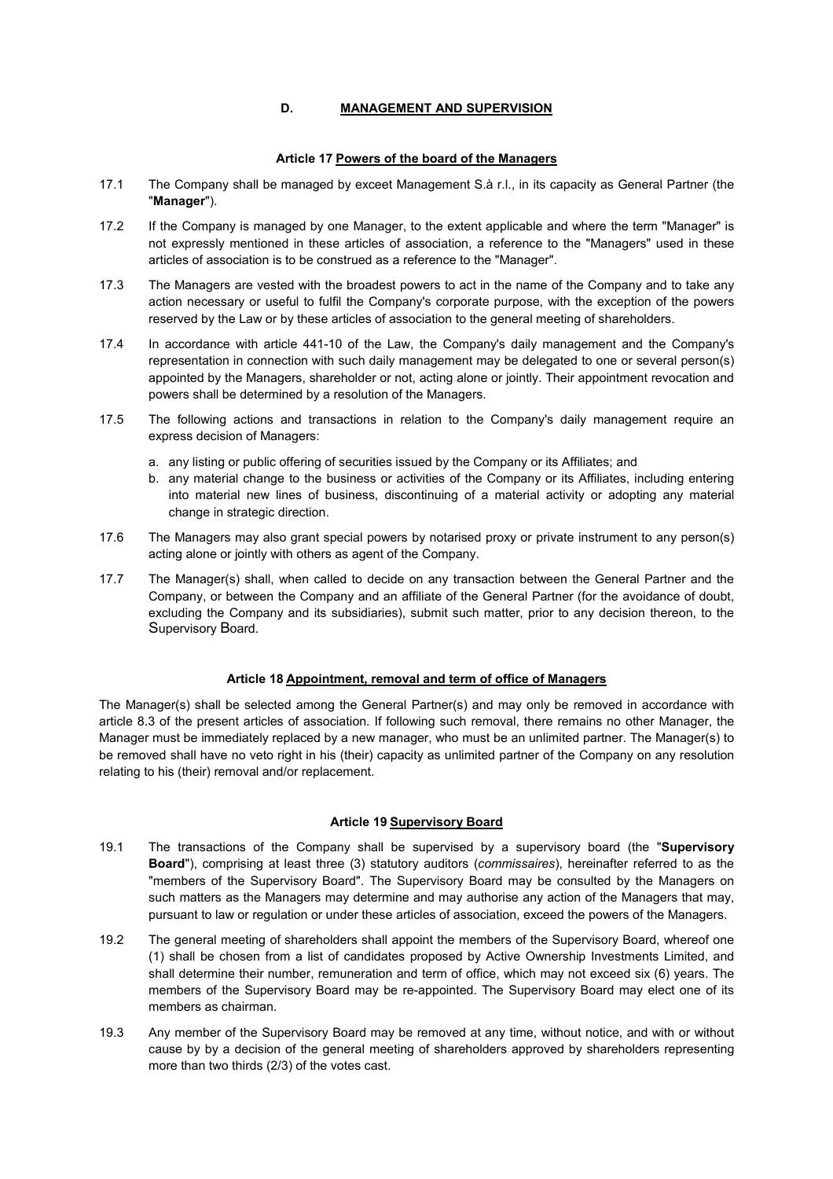## D. MANAGEMENT AND SUPERVISION

### Article 17 Powers of the board of the Managers

17.1 The Company shall be managed by exceet Management S.à r.l., in its capacity as General Partner (the "**Manager**").

17.2 If the Company is managed by one Manager, to the extent applicable and where the term "Manager" is not expressly mentioned in these articles of association, a reference to the "Managers" used in these articles of association is to be construed as a reference to the "Manager".

17.3 The Managers are vested with the broadest powers to act in the name of the Company and to take any action necessary or useful to fulfil the Company's corporate purpose, with the exception of the powers reserved by the Law or by these articles of association to the general meeting of shareholders.

17.4 In accordance with article 441-10 of the Law, the Company's daily management and the Company's representation in connection with such daily management may be delegated to one or several person(s) appointed by the Managers, shareholder or not, acting alone or jointly. Their appointment revocation and powers shall be determined by a resolution of the Managers.

17.5 The following actions and transactions in relation to the Company's daily management require an express decision of Managers:

a. any listing or public offering of securities issued by the Company or its Affiliates; and
b. any material change to the business or activities of the Company or its Affiliates, including entering into material new lines of business, discontinuing of a material activity or adopting any material change in strategic direction.

17.6 The Managers may also grant special powers by notarised proxy or private instrument to any person(s) acting alone or jointly with others as agent of the Company.

17.7 The Manager(s) shall, when called to decide on any transaction between the General Partner and the Company, or between the Company and an affiliate of the General Partner (for the avoidance of doubt, excluding the Company and its subsidiaries), submit such matter, prior to any decision thereon, to the Supervisory Board.

### Article 18 Appointment, removal and term of office of Managers

The Manager(s) shall be selected among the General Partner(s) and may only be removed in accordance with article 8.3 of the present articles of association. If following such removal, there remains no other Manager, the Manager must be immediately replaced by a new manager, who must be an unlimited partner. The Manager(s) to be removed shall have no veto right in his (their) capacity as unlimited partner of the Company on any resolution relating to his (their) removal and/or replacement.

### Article 19 Supervisory Board

19.1 The transactions of the Company shall be supervised by a supervisory board (the "**Supervisory Board**"), comprising at least three (3) statutory auditors (*commissaires*), hereinafter referred to as the "members of the Supervisory Board". The Supervisory Board may be consulted by the Managers on such matters as the Managers may determine and may authorise any action of the Managers that may, pursuant to law or regulation or under these articles of association, exceed the powers of the Managers.

19.2 The general meeting of shareholders shall appoint the members of the Supervisory Board, whereof one (1) shall be chosen from a list of candidates proposed by Active Ownership Investments Limited, and shall determine their number, remuneration and term of office, which may not exceed six (6) years. The members of the Supervisory Board may be re-appointed. The Supervisory Board may elect one of its members as chairman.

19.3 Any member of the Supervisory Board may be removed at any time, without notice, and with or without cause by by a decision of the general meeting of shareholders approved by shareholders representing more than two thirds (2/3) of the votes cast.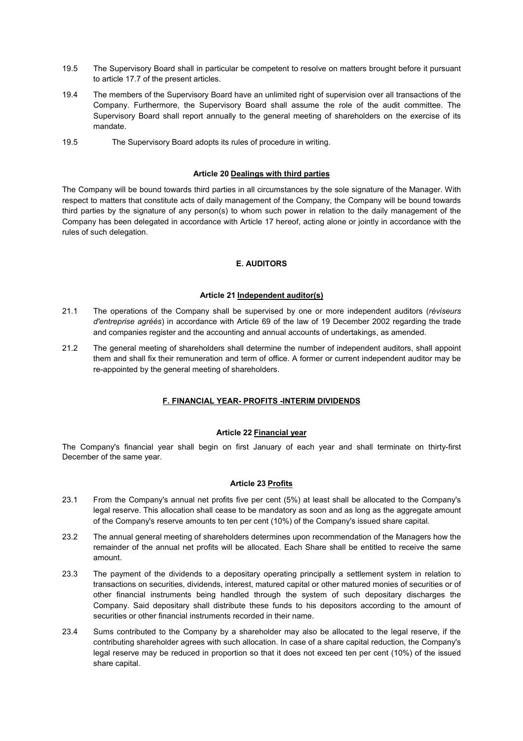19.5 The Supervisory Board shall in particular be competent to resolve on matters brought before it pursuant to article 17.7 of the present articles.

19.4 The members of the Supervisory Board have an unlimited right of supervision over all transactions of the Company. Furthermore, the Supervisory Board shall assume the role of the audit committee. The Supervisory Board shall report annually to the general meeting of shareholders on the exercise of its mandate.

19.5 The Supervisory Board adopts its rules of procedure in writing.

#### Article 20 Dealings with third parties

The Company will be bound towards third parties in all circumstances by the sole signature of the Manager. With respect to matters that constitute acts of daily management of the Company, the Company will be bound towards third parties by the signature of any person(s) to whom such power in relation to the daily management of the Company has been delegated in accordance with Article 17 hereof, acting alone or jointly in accordance with the rules of such delegation.

### E. AUDITORS

#### Article 21 Independent auditor(s)

21.1 The operations of the Company shall be supervised by one or more independent auditors (*réviseurs d'entreprise agréés*) in accordance with Article 69 of the law of 19 December 2002 regarding the trade and companies register and the accounting and annual accounts of undertakings, as amended.

21.2 The general meeting of shareholders shall determine the number of independent auditors, shall appoint them and shall fix their remuneration and term of office. A former or current independent auditor may be re-appointed by the general meeting of shareholders.

### F. FINANCIAL YEAR- PROFITS -INTERIM DIVIDENDS

#### Article 22 Financial year

The Company's financial year shall begin on first January of each year and shall terminate on thirty-first December of the same year.

#### Article 23 Profits

23.1 From the Company's annual net profits five per cent (5%) at least shall be allocated to the Company's legal reserve. This allocation shall cease to be mandatory as soon and as long as the aggregate amount of the Company's reserve amounts to ten per cent (10%) of the Company's issued share capital.

23.2 The annual general meeting of shareholders determines upon recommendation of the Managers how the remainder of the annual net profits will be allocated. Each Share shall be entitled to receive the same amount.

23.3 The payment of the dividends to a depositary operating principally a settlement system in relation to transactions on securities, dividends, interest, matured capital or other matured monies of securities or of other financial instruments being handled through the system of such depositary discharges the Company. Said depositary shall distribute these funds to his depositors according to the amount of securities or other financial instruments recorded in their name.

23.4 Sums contributed to the Company by a shareholder may also be allocated to the legal reserve, if the contributing shareholder agrees with such allocation. In case of a share capital reduction, the Company's legal reserve may be reduced in proportion so that it does not exceed ten per cent (10%) of the issued share capital.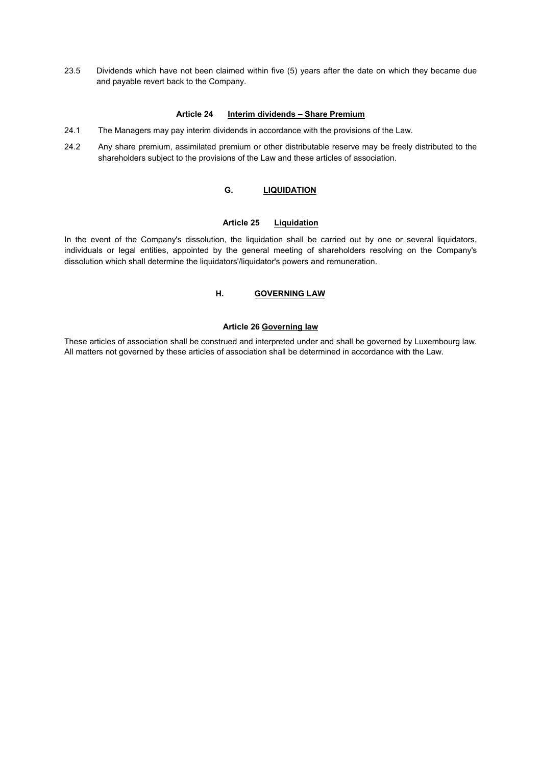23.5 Dividends which have not been claimed within five (5) years after the date on which they became due and payable revert back to the Company.

### Article 24 Interim dividends – Share Premium

24.1 The Managers may pay interim dividends in accordance with the provisions of the Law.

24.2 Any share premium, assimilated premium or other distributable reserve may be freely distributed to the shareholders subject to the provisions of the Law and these articles of association.

## G. LIQUIDATION

### Article 25 Liquidation

In the event of the Company's dissolution, the liquidation shall be carried out by one or several liquidators, individuals or legal entities, appointed by the general meeting of shareholders resolving on the Company's dissolution which shall determine the liquidators'/liquidator's powers and remuneration.

## H. GOVERNING LAW

### Article 26 Governing law

These articles of association shall be construed and interpreted under and shall be governed by Luxembourg law. All matters not governed by these articles of association shall be determined in accordance with the Law.